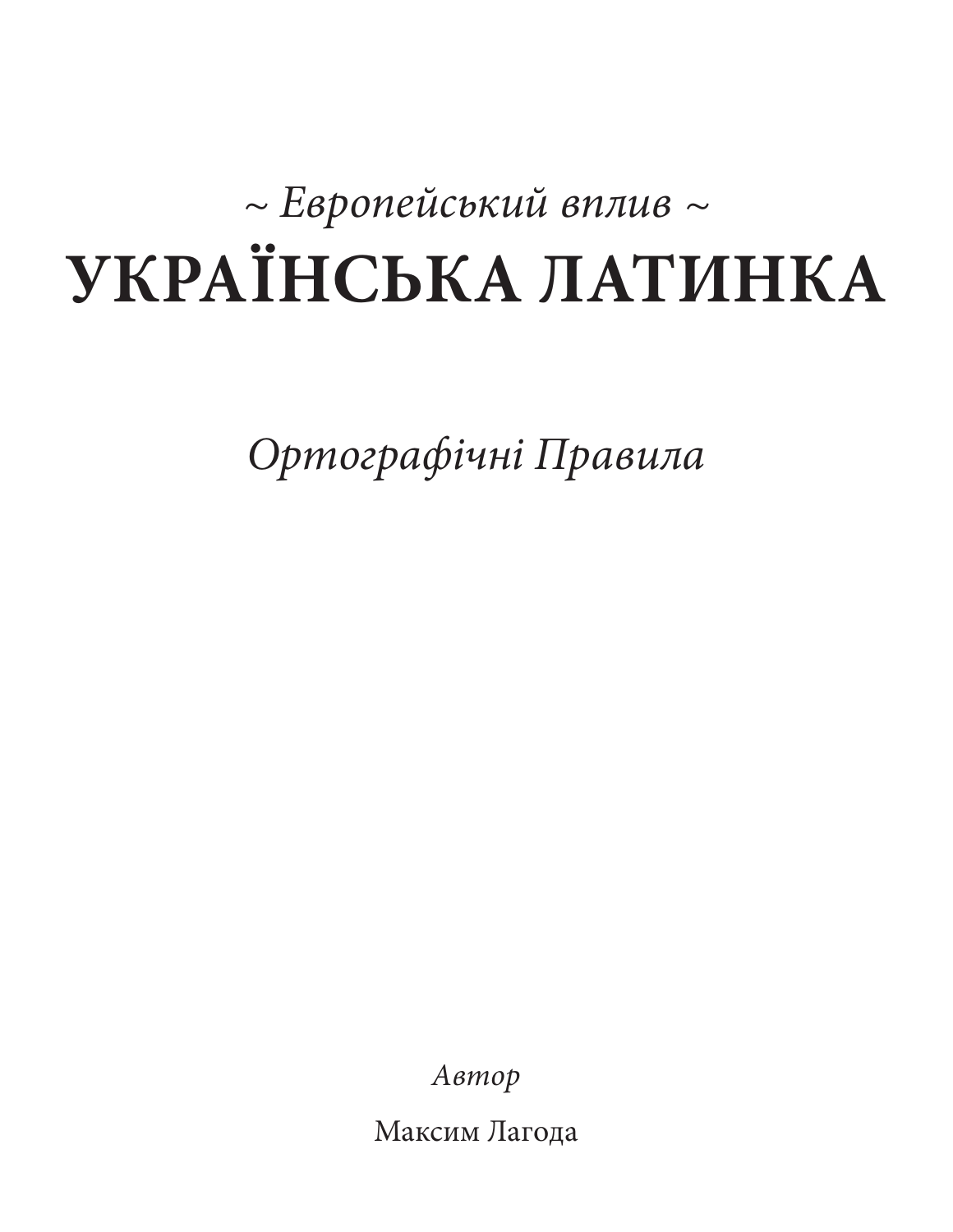*~ Европейський вплив ~*

# УКРАЇНСЬКА ЛАТИНКА

*Ортографічні Правила*

*Автор*

Максим Лагода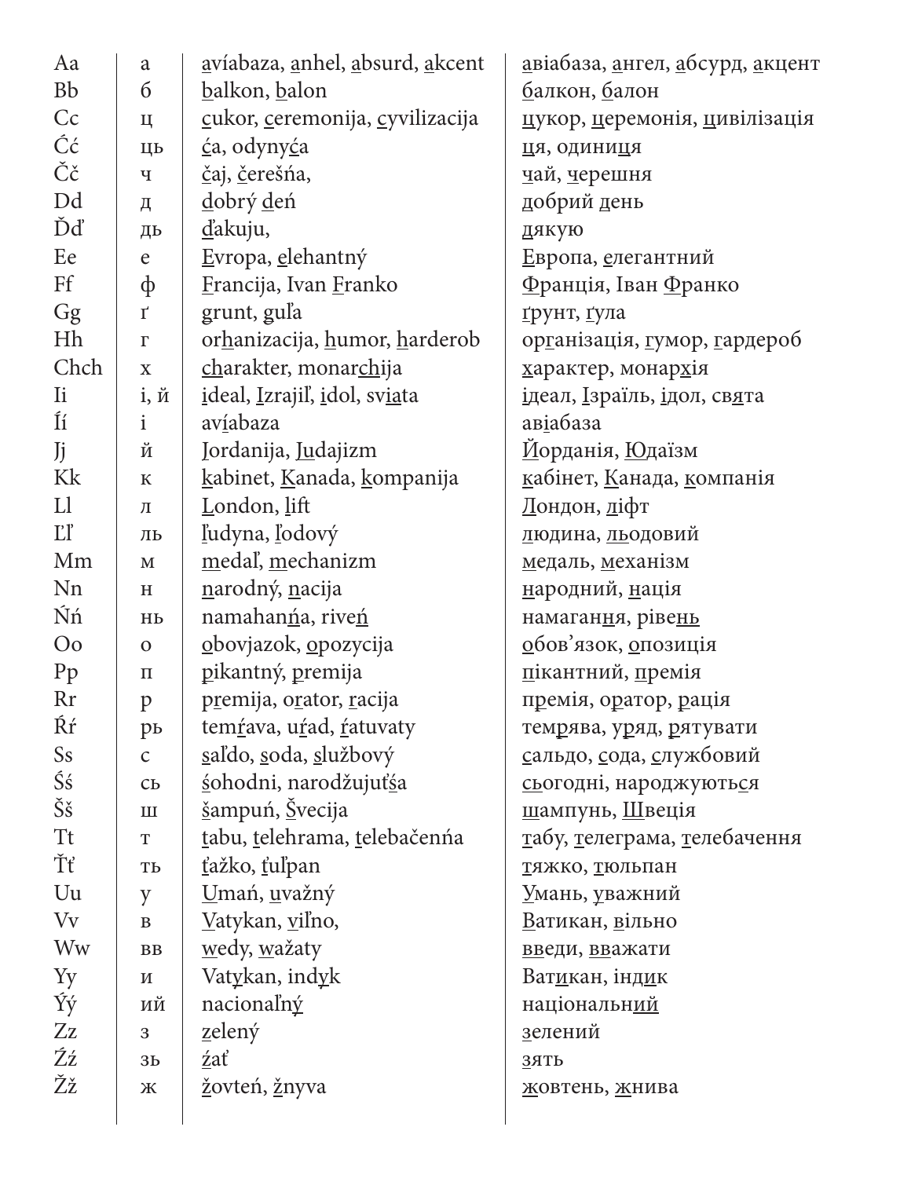| | | | |
|---|---|---|---|
| Aa | а | avíabaza, anhel, absurd, akcent | авіабаза, ангел, абсурд, акцент |
| Bb | б | balkon, balon | балкон, балон |
| Cc | ц | cukor, ceremonija, cyvilizacija | цукор, церемонія, цивілізація |
| Ćć | ць | ća, odynyća | ця, одиниця |
| Čč | ч | čaj, čerešńa, | чай, черешня |
| Dd | д | dobrý deń | добрий день |
| Ďď | дь | ďakuju, | дякую |
| Ee | е | Evropa, elehantný | Европа, елегантний |
| Ff | ф | Francija, Ivan Franko | Франція, Іван Франко |
| Gg | ґ | grunt, guľa | ґрунт, ґула |
| Hh | г | orhanizacija, humor, harderob | організація, гумор, гардероб |
| Chch | х | charakter, monarchija | характер, монархія |
| Ii | і, й | ideal, Izrajiľ, idol, sviata | ідеал, Ізраїль, ідол, свята |
| Íí | і | avíabaza | авіабаза |
| Jj | й | Jordanija, Judajizm | Йорданія, Юдаїзм |
| Kk | к | kabinet, Kanada, kompanija | кабінет, Канада, компанія |
| Ll | л | London, lift | Лондон, ліфт |
| Ľľ | ль | ľudyna, ľodový | людина, льодовий |
| Mm | м | medaľ, mechanizm | медаль, механізм |
| Nn | н | narodný, nacija | народний, нація |
| Ńń | нь | namahanńa, riveń | намагання, рівень |
| Oo | о | obovjazok, opozycija | обов'язок, опозиція |
| Pp | п | pikantný, premija | пікантний, премія |
| Rr | р | premija, orator, racija | премія, оратор, рація |
| Ŕŕ | рь | temŕava, uŕad, ŕatuvaty | темрява, уряд, рятувати |
| Ss | с | saľdo, soda, službový | сальдо, сода, службовий |
| Śś | сь | śohodni, narodžujuťśa | сьогодні, народжуються |
| Šš | ш | šampuń, Švecija | шампунь, Швеція |
| Tt | т | tabu, telehrama, telebačenńa | табу, телеграма, телебачення |
| Ťť | ть | ťažko, ťuľpan | тяжко, тюльпан |
| Uu | у | Umań, uvažný | Умань, уважний |
| Vv | в | Vatykan, viľno, | Ватикан, вільно |
| Ww | вв | wedy, wažaty | введи, вважати |
| Yy | и | Vatykan, indyk | Ватикан, індик |
| Ýý | ий | nacionaľný | національний |
| Zz | з | zelený | зелений |
| Źź | зь | źať | зять |
| Žž | ж | žovteń, žnyva | жовтень, жнива |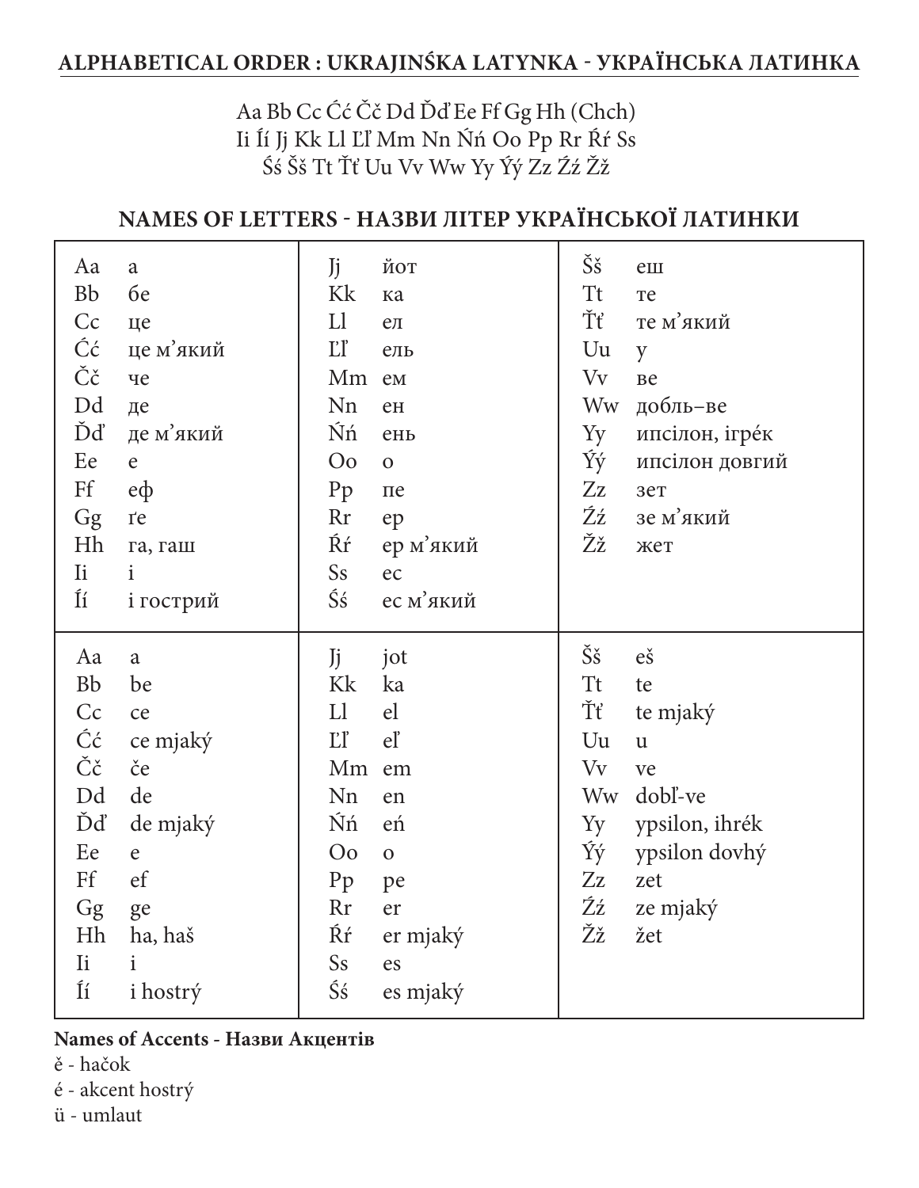## ALPHABETICAL ORDER : UKRAJINŚKA LATYNKA - УКРАЇНСЬКА ЛАТИНКА

Aa Bb Cc Ćć Čč Dd Ďď Ee Ff Gg Hh (Chch)
Ii Íí Jj Kk Ll Ľľ Mm Nn Ńń Oo Pp Rr Ŕŕ Ss
Śś Šš Tt Ťť Uu Vv Ww Yy Ýý Zz Źź Žž

## NAMES OF LETTERS - НАЗВИ ЛІТЕР УКРАЇНСЬКОЇ ЛАТИНКИ

| | | | | | |
|---|---|---|---|---|---|
| Aa | а | Jj | йот | Šš | еш |
| Bb | бе | Kk | ка | Tt | те |
| Cc | це | Ll | ел | Ťť | те м'який |
| Ćć | це м'який | Ľľ | ель | Uu | у |
| Čč | че | Mm | ем | Vv | ве |
| Dd | де | Nn | ен | Ww | добль–ве |
| Ďď | де м'який | Ńń | ень | Yy | ипсілон, ігрéк |
| Ee | е | Oo | о | Ýý | ипсілон довгий |
| Ff | еф | Pp | пе | Zz | зет |
| Gg | ґе | Rr | ер | Źź | зе м'який |
| Hh | га, гаш | Ŕŕ | ер м'який | Žž | жет |
| Ii | і | Ss | ес | | |
| Íí | і гострий | Śś | ес м'який | | |
| Aa | a | Jj | jot | Šš | eš |
| Bb | be | Kk | ka | Tt | te |
| Cc | ce | Ll | el | Ťť | te mjaký |
| Ćć | ce mjaký | Ľľ | eľ | Uu | u |
| Čč | če | Mm | em | Vv | ve |
| Dd | de | Nn | en | Ww | dobľ-ve |
| Ďď | de mjaký | Ńń | eń | Yy | ypsilon, ihrék |
| Ee | e | Oo | o | Ýý | ypsilon dovhý |
| Ff | ef | Pp | pe | Zz | zet |
| Gg | ge | Rr | er | Źź | ze mjaký |
| Hh | ha, haš | Ŕŕ | er mjaký | Žž | žet |
| Ii | i | Ss | es | | |
| Íí | i hostrý | Śś | es mjaký | | |

**Names of Accents - Назви Акцентів**

ě - hačok
é - akcent hostrý
ü - umlaut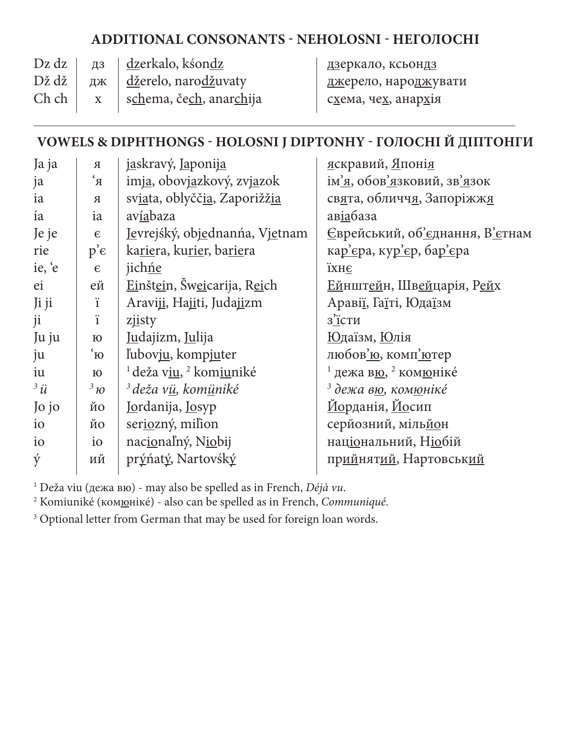## ADDITIONAL CONSONANTS - NEHOLOSNI - НЕГОЛОСНІ

| | | | |
|---|---|---|---|
| Dz dz | дз | dzerkalo, kśondz | дзеркало, ксьондз |
| Dž dž | дж | džerelo, narodžuvaty | джерело, народжувати |
| Ch ch | х | schema, čech, anarchija | схема, чех, анархія |

## VOWELS & DIPHTHONGS - HOLOSNI J DIPTONHY - ГОЛОСНІ Й ДІПТОНГИ

| | | | |
|---|---|---|---|
| Ja ja | я | jaskravý, Japonija | яскравий, Японія |
| ja | ʻя | imja, obovjazkový, zvjazok | ім'я, обов'язковий, зв'язок |
| ia | я | sviata, oblyččia, Zaporižžia | свята, обличчя, Запоріжжя |
| ía | іа | avíabaza | авіабаза |
| Je je | є | Jevrejśký, objednanńa, Vjetnam | Єврейський, об'єднання, В'єтнам |
| rie | р'є | kariera, kurier, bariera | кар'єра, кур'єр, бар'єра |
| ie, ʻe | є | jichńe | їхнє |
| ei | ей | Einštein, Šweicarija, Reich | Ейнштейн, Швейцарія, Рейх |
| Ji ji | ї | Araviji, Hajiti, Judajizm | Аравії, Гаїті, Юдаїзм |
| ji | ї | zjisty | з'їсти |
| Ju ju | ю | Judajizm, Julija | Юдаїзм, Юлія |
| ju | ʻю | ľubovju, kompjuter | любов'ю, комп'ютер |
| iu | ю | [1] deža viu, [2] komiuniké | [1] дежа вю, [2] комюніке́ |
| *[3] ü* | *[3] ю* | *[3] deža vü, komüniké* | *[3] дежа вю, комюніке́* |
| Jo jo | йо | Jordanija, Josyp | Йорданія, Йосип |
| io | йо | seriozný, miľion | серйозний, мільйон |
| io | іо | nacionaľný, Niobij | національний, Ніобій |
| ý | ий | prýńatý, Nartovśký | прийнятий, Нартовський |

[1] Deža viu (дежа вю) - may also be spelled as in French, *Déjà vu*.

[2] Komiuniké (комюніке́) - also can be spelled as in French, *Communiqué*.

[3] Optional letter from German that may be used for foreign loan words.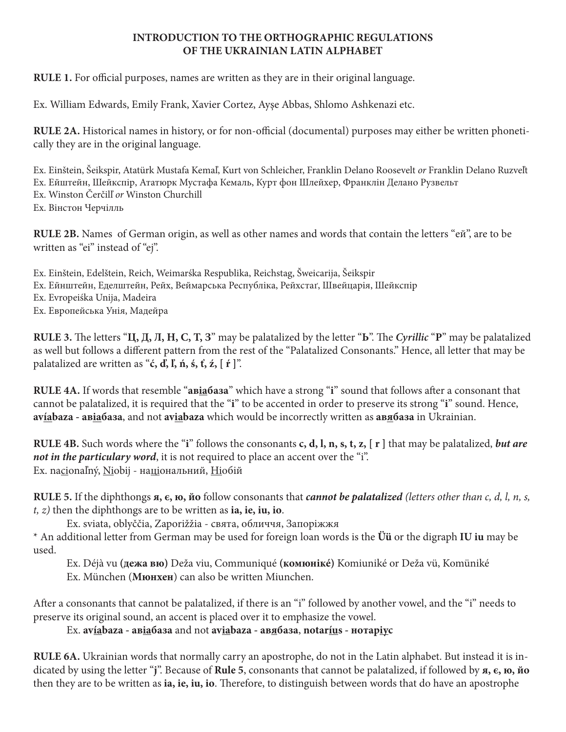**INTRODUCTION TO THE ORTHOGRAPHIC REGULATIONS OF THE UKRAINIAN LATIN ALPHABET**

**RULE 1.** For official purposes, names are written as they are in their original language.

Ex. William Edwards, Emily Frank, Xavier Cortez, Ayşe Abbas, Shlomo Ashkenazi etc.

**RULE 2A.** Historical names in history, or for non-official (documental) purposes may either be written phonetically they are in the original language.

Ex. Einštein, Šeikspir, Atatürk Mustafa Kemaľ, Kurt von Schleicher, Franklin Delano Roosevelt *or* Franklin Delano Ruzveľt
Ex. Ейштейн, Шейкспір, Ататюрк Мустафа Кемаль, Курт фон Шлейхер, Франклін Делано Рузвельт
Ex. Winston Čerčiľ *or* Winston Churchill
Ex. Вінстон Черчілль

**RULE 2B.** Names of German origin, as well as other names and words that contain the letters "ей", are to be written as "ei" instead of "ej".

Ex. Einštein, Edelštein, Reich, Weimarśka Respublika, Reichstag, Šweicarija, Šeikspir
Ex. Ейнштейн, Еделштейн, Рейх, Веймарська Республіка, Рейхстаґ, Швейцарія, Шейкспір
Ex. Evropeiśka Unija, Madeira
Ex. Европейська Унія, Мадейра

**RULE 3.** The letters "**Ц, Д, Л, Н, С, Т, З**" may be palatalized by the letter "**Ь**". The ***Cyrillic*** "**Р**" may be palatalized as well but follows a different pattern from the rest of the "Palatalized Consonants." Hence, all letter that may be palatalized are written as "**ć, ď, ľ, ń, ś, ť, ź, [ ŕ ]**".

**RULE 4A.** If words that resemble "**ав<u>іа</u>база**" which have a strong "**і**" sound that follows after a consonant that cannot be palatalized, it is required that the "**і**" to be accented in order to preserve its strong "**і**" sound. Hence, **av<u>ía</u>baza - ав<u>іа</u>база**, and not **av<u>ia</u>baza** which would be incorrectly written as **ав<u>я</u>база** in Ukrainian.

**RULE 4B.** Such words where the "**i**" follows the consonants **c, d, l, n, s, t, z, [ r ]** that may be palatalized, ***but are not in the particulary word***, it is not required to place an accent over the "i".
Ex. na<u>ci</u>onaľný, <u>Ni</u>obij - на<u>ці</u>ональний, <u>Ні</u>обій

**RULE 5.** If the diphthongs **я, є, ю, йо** follow consonants that ***cannot be palatalized*** *(letters other than c, d, l, n, s, t, z)* then the diphthongs are to be written as **ia, ie, iu, io**.

Ex. sviata, oblyččia, Zaporižžia - свята, обличчя, Запоріжжя

\* An additional letter from German may be used for foreign loan words is the **Üü** or the digraph **IU iu** may be used.

Ex. Déjà vu **(дежа вю)** Deža viu, Communiqué **(комюніке́)** Komiuniké or Deža vü, Komüniké
Ex. München (**Мюнхен**) can also be written Miunchen.

After a consonants that cannot be palatalized, if there is an "i" followed by another vowel, and the "i" needs to preserve its original sound, an accent is placed over it to emphasize the vowel.

Ex. **av<u>ía</u>baza - ав<u>іа</u>база** and not **av<u>ia</u>baza - ав<u>я</u>база**, **notar<u>íu</u>s - нотар<u>іу</u>с**

**RULE 6A.** Ukrainian words that normally carry an apostrophe, do not in the Latin alphabet. But instead it is indicated by using the letter "**j**". Because of **Rule 5**, consonants that cannot be palatalized, if followed by **я, є, ю, йо** then they are to be written as **ia, ie, iu, io**. Therefore, to distinguish between words that do have an apostrophe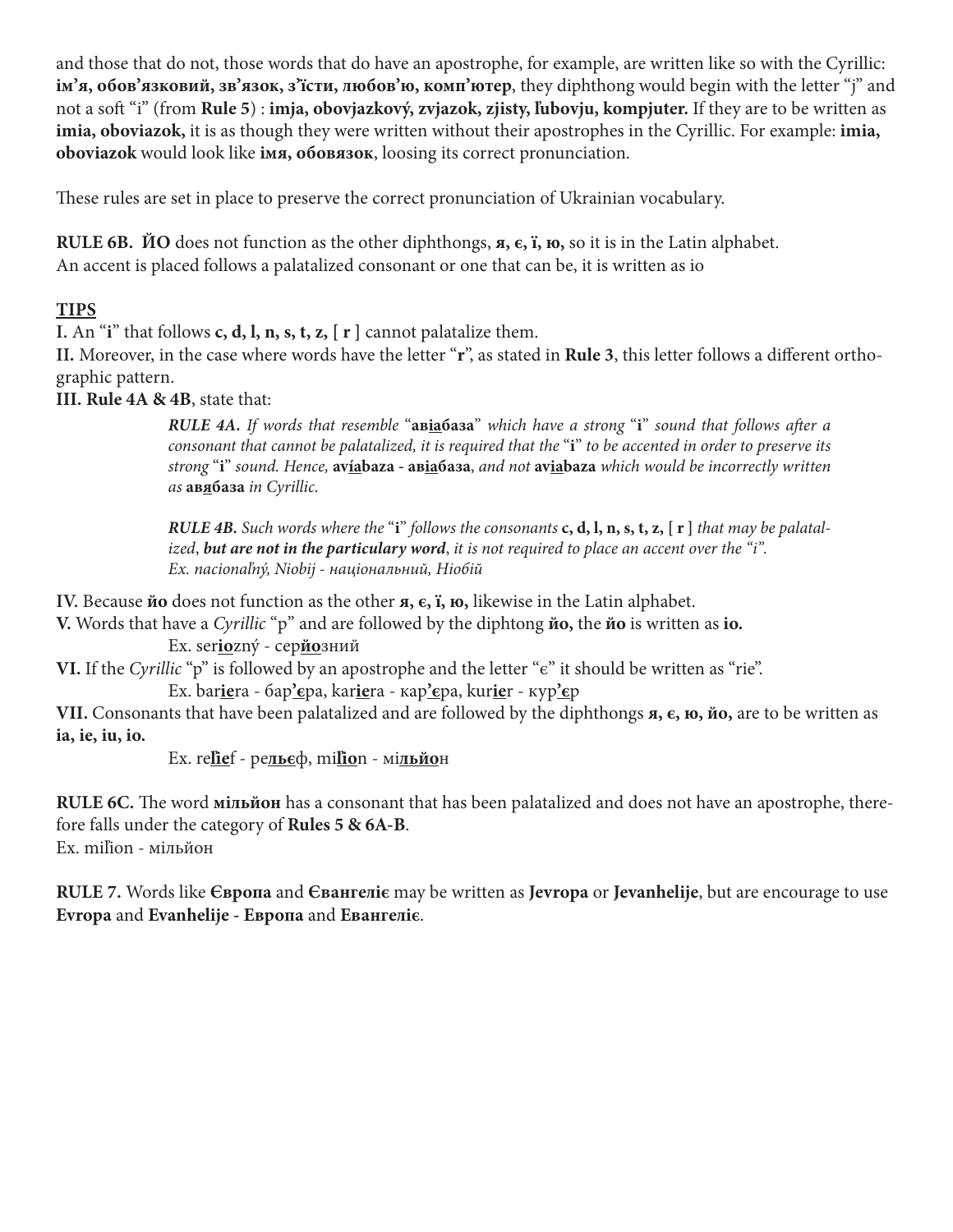and those that do not, those words that do have an apostrophe, for example, are written like so with the Cyrillic: **ім'я, обов'язковий, зв'язок, з'їсти, любов'ю, комп'ютер**, they diphthong would begin with the letter "j" and not a soft "i" (from **Rule 5**) : **imja, obovjazkový, zvjazok, zjisty, ľubovju, kompjuter.** If they are to be written as **imia, oboviazok,** it is as though they were written without their apostrophes in the Cyrillic. For example: **imia, oboviazok** would look like **імя, обовязок**, loosing its correct pronunciation.

These rules are set in place to preserve the correct pronunciation of Ukrainian vocabulary.

**RULE 6B. ЙО** does not function as the other diphthongs, **я, є, ї, ю,** so it is in the Latin alphabet.
An accent is placed follows a palatalized consonant or one that can be, it is written as io

**<u>TIPS</u>**

**I.** An "**i**" that follows **c, d, l, n, s, t, z, [ r ]** cannot palatalize them.

**II.** Moreover, in the case where words have the letter "**r**", as stated in **Rule 3**, this letter follows a different orthographic pattern.

**III. Rule 4A & 4B**, state that:

> ***RULE 4A.*** *If words that resemble* "**ав<u>іа</u>база**" *which have a strong* "**i**" *sound that follows after a consonant that cannot be palatalized, it is required that the* "**i**" *to be accented in order to preserve its strong* "**i**" *sound. Hence,* **av<u>ía</u>baza - ав<u>іа</u>база**, *and not* **av<u>ia</u>baza** *which would be incorrectly written as* **ав<u>я</u>база** *in Cyrillic.*
>
> ***RULE 4B.*** *Such words where the* "**i**" *follows the consonants* **c, d, l, n, s, t, z, [ r ]** *that may be palatalized,* ***but are not in the particulary word***, *it is not required to place an accent over the "i".*
> *Ex. nacionaľný, Niobij - національний, Ніобій*

**IV.** Because **йо** does not function as the other **я, є, ї, ю,** likewise in the Latin alphabet.

**V.** Words that have a *Cyrillic* "р" and are followed by the diphtong **йо,** the **йо** is written as **io.**

Ex. ser**<u>io</u>**zný - сер**<u>йо</u>**зний

**VI.** If the *Cyrillic* "р" is followed by an apostrophe and the letter "є" it should be written as "rie".

Ex. bar**<u>ie</u>**ra - бар**<u>'є</u>**ра, kar**<u>ie</u>**ra - кар**<u>'є</u>**ра, kur**<u>ie</u>**r - кур**<u>'є</u>**р

**VII.** Consonants that have been palatalized and are followed by the diphthongs **я, є, ю, йо,** are to be written as **ia, ie, iu, io.**

Ex. re**<u>ľie</u>**f - ре**<u>льє</u>**ф, mi**<u>ľio</u>**n - мі**<u>льйо</u>**н

**RULE 6C.** The word **мільйон** has a consonant that has been palatalized and does not have an apostrophe, therefore falls under the category of **Rules 5 & 6A-B**.
Ex. miľion - мільйон

**RULE 7.** Words like **Європа** and **Євангеліє** may be written as **Jevropa** or **Jevanhelije**, but are encourage to use **Evropa** and **Evanhelije - Европа** and **Евангеліє**.